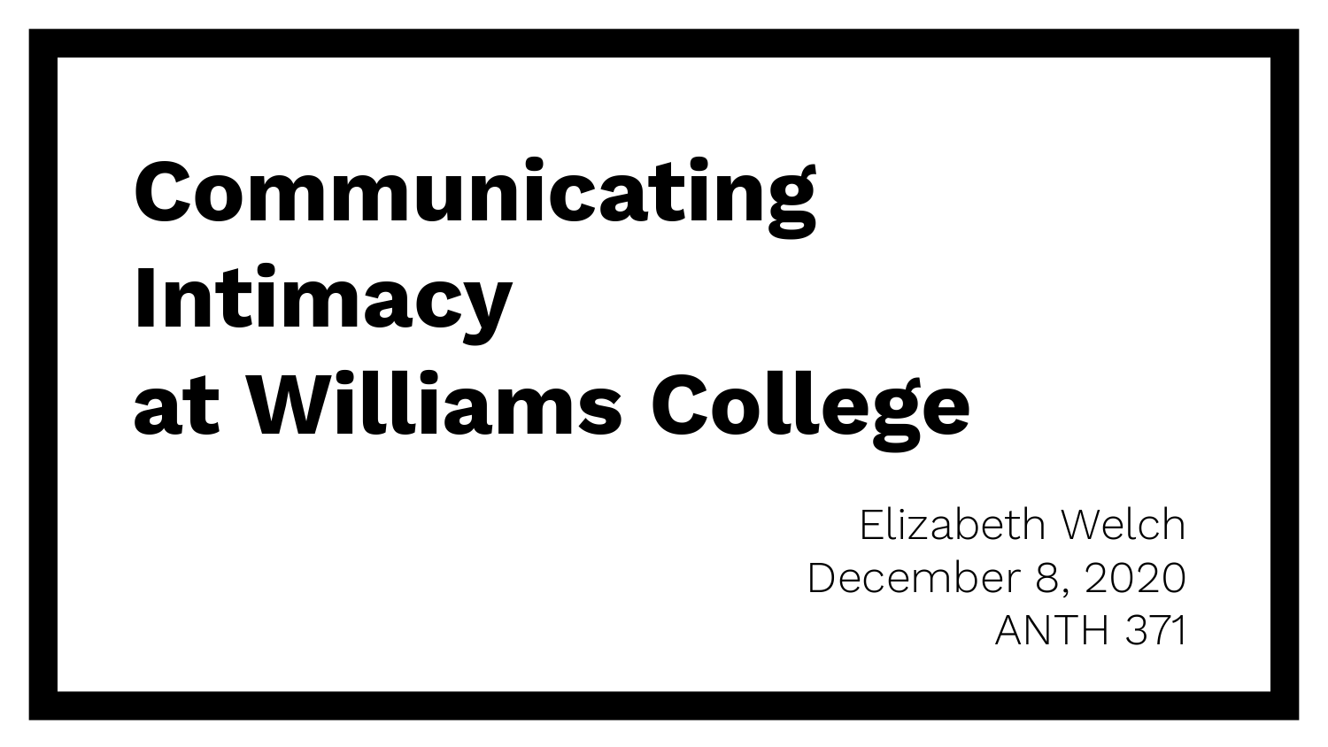# Communicating Intimacy at Williams College

Elizabeth Welch
December 8, 2020
ANTH 371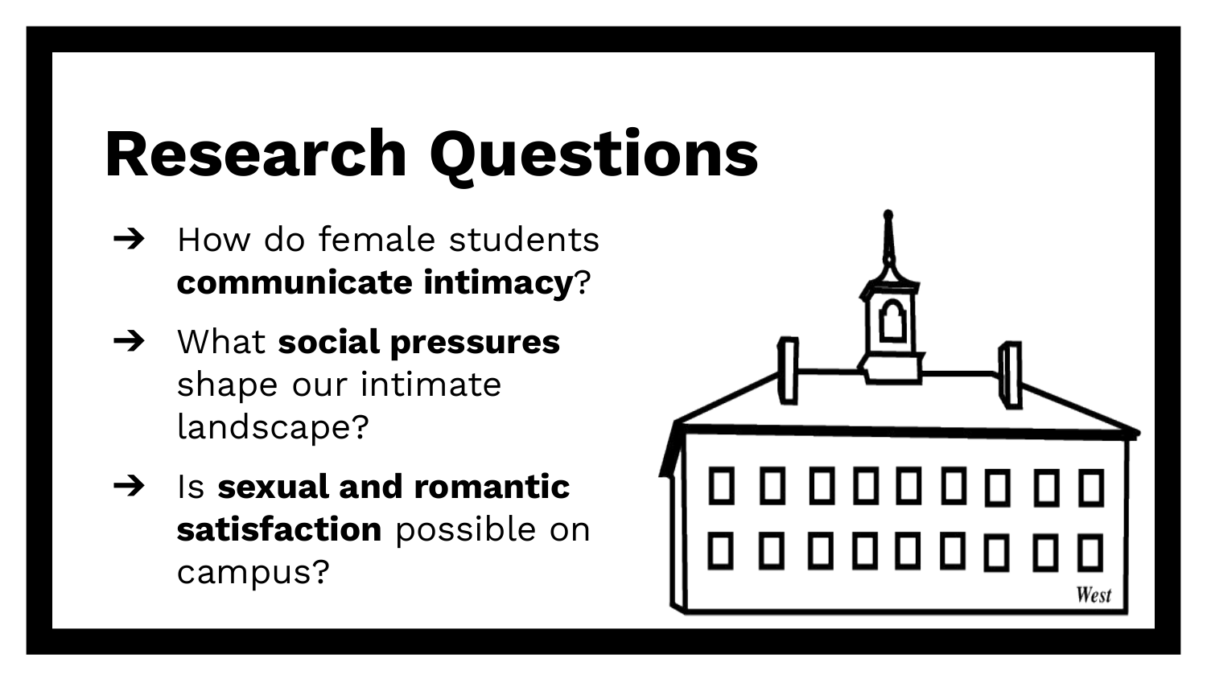# Research Questions

- How do female students **communicate intimacy**?
- What **social pressures** shape our intimate landscape?
- Is **sexual and romantic satisfaction** possible on campus?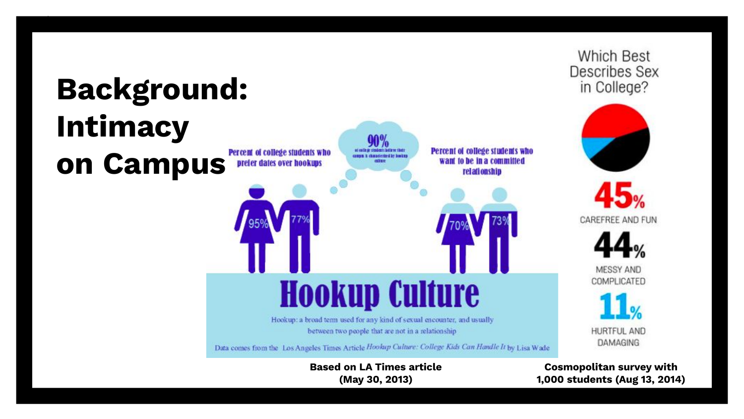# Background: Intimacy on Campus

Percent of college students who prefer dates over hookups

95%

77%

90% of college students believe their campus is characterized by hookup culture

Percent of college students who want to be in a committed relationship

70%

73%

## Hookup Culture

Hookup: a broad term used for any kind of sexual encounter, and usually between two people that are not in a relationship

Data comes from the Los Angeles Times Article *Hookup Culture: College Kids Can Handle It* by Lisa Wade

**Based on LA Times article (May 30, 2013)**

Which Best Describes Sex in College?

45% CAREFREE AND FUN

44% MESSY AND COMPLICATED

11% HURTFUL AND DAMAGING

**Cosmopolitan survey with 1,000 students (Aug 13, 2014)**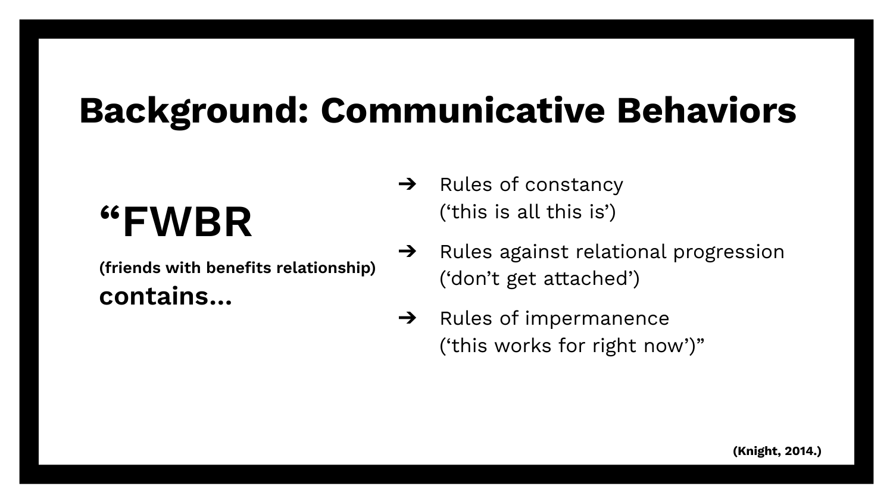# Background: Communicative Behaviors

**“FWBR**

**(friends with benefits relationship)**

**contains…**

- Rules of constancy
  (‘this is all this is’)
- Rules against relational progression
  (‘don’t get attached’)
- Rules of impermanence
  (‘this works for right now’)”

**(Knight, 2014.)**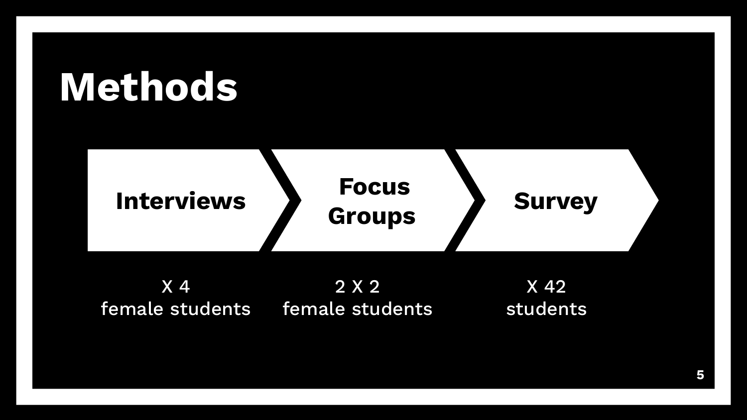# Methods

| Interviews | Focus Groups | Survey |
| --- | --- | --- |
| X 4 female students | 2 X 2 female students | X 42 students |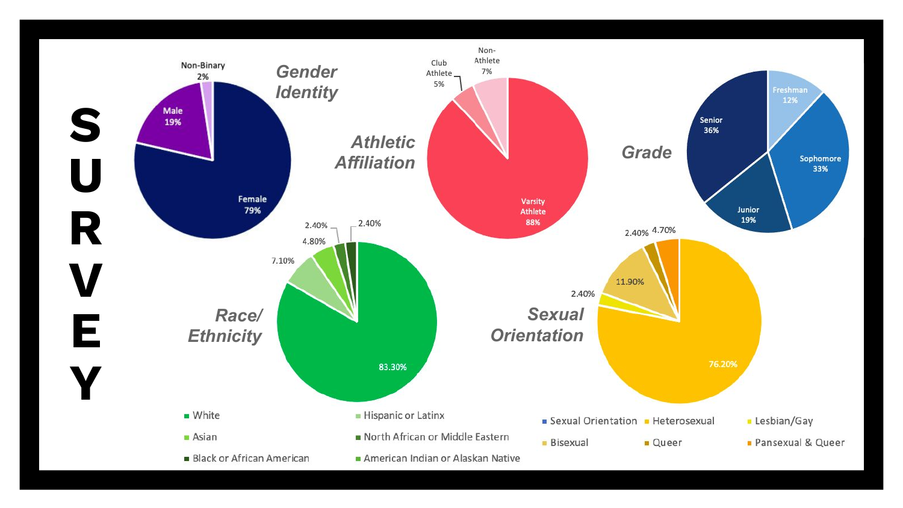# SURVEY

## Gender Identity

- Female 79%
- Male 19%
- Non-Binary 2%

## Athletic Affiliation

- Varsity Athlete 88%
- Non-Athlete 7%
- Club Athlete 5%

## Grade

- Freshman 12%
- Sophomore 33%
- Junior 19%
- Senior 36%

## Race/ Ethnicity

- 83.30%
- 7.10%
- 4.80%
- 2.40%
- 2.40%

Legend: White, Hispanic or Latinx, Asian, North African or Middle Eastern, Black or African American, American Indian or Alaskan Native

## Sexual Orientation

- 76.20%
- 2.40%
- 11.90%
- 2.40%
- 4.70%

Legend: Sexual Orientation, Heterosexual, Lesbian/Gay, Bisexual, Queer, Pansexual & Queer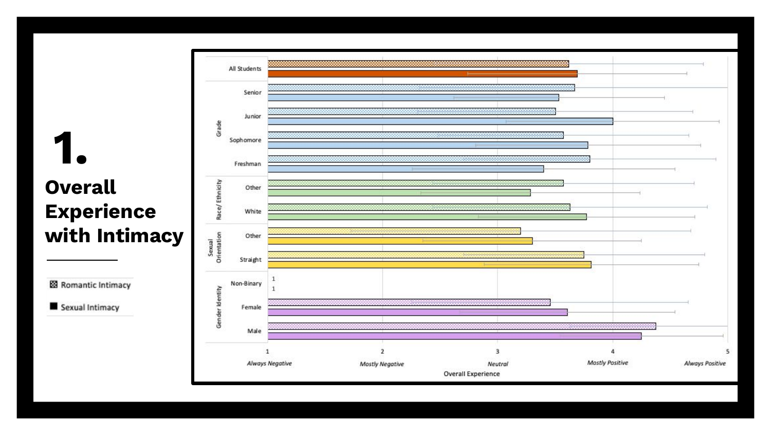# 1.

## Overall Experience with Intimacy

Romantic Intimacy

Sexual Intimacy

All Students

Grade: Senior, Junior, Sophomore, Freshman

Race/ Ethnicity: Other, White

Sexual Orientation: Other, Straight

Gender Identity: Non-Binary, Female, Male

1 1

1 *Always Negative* — 2 *Mostly Negative* — 3 *Neutral* — 4 *Mostly Positive* — 5 *Always Positive*

Overall Experience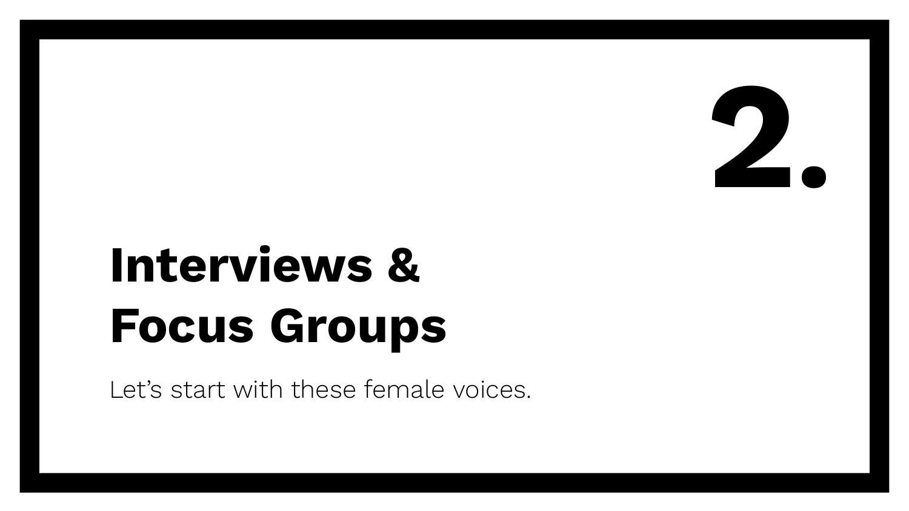# 2.

## Interviews & Focus Groups

Let’s start with these female voices.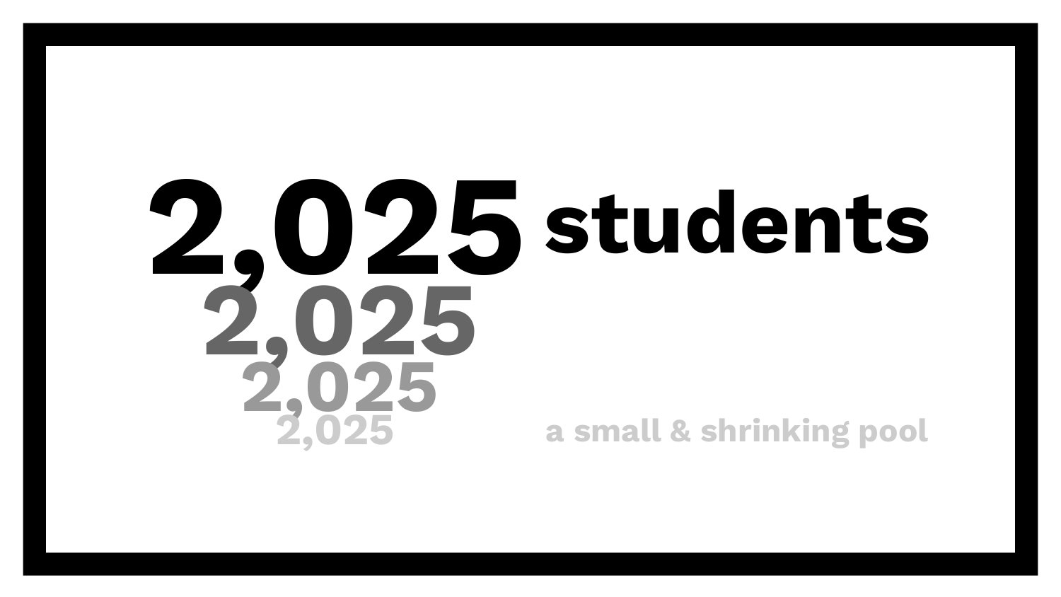# 2,025 students

2,025

2,025

2,025

a small & shrinking pool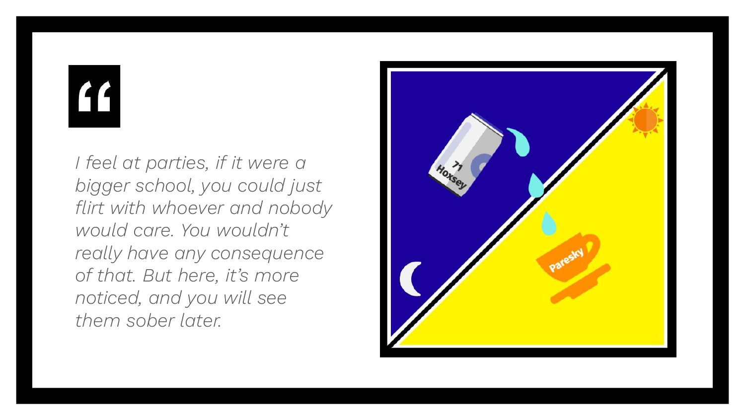“

*I feel at parties, if it were a bigger school, you could just flirt with whoever and nobody would care. You wouldn’t really have any consequence of that. But here, it’s more noticed, and you will see them sober later.*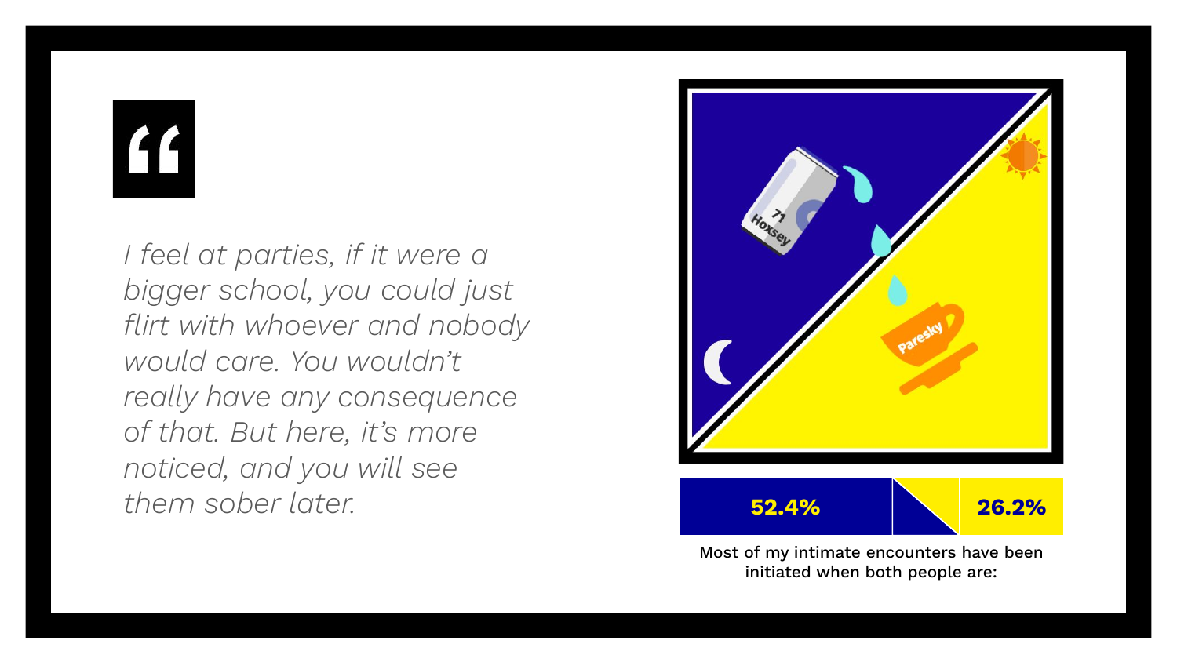"

*I feel at parties, if it were a bigger school, you could just flirt with whoever and nobody would care. You wouldn't really have any consequence of that. But here, it's more noticed, and you will see them sober later.*

71 Hoxsey

Paresky

**52.4%** **26.2%**

Most of my intimate encounters have been initiated when both people are: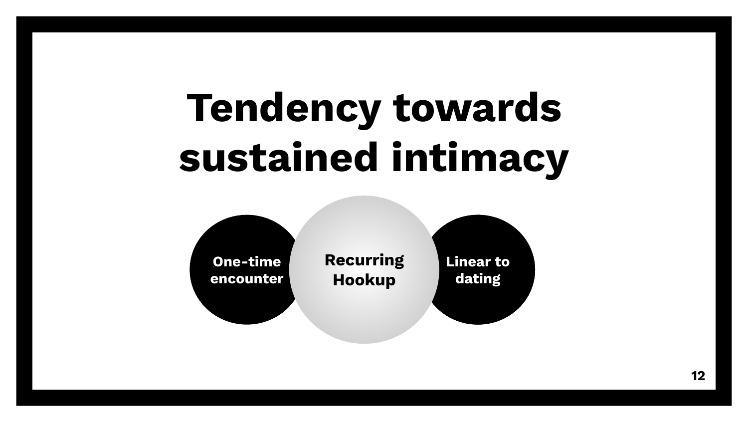# Tendency towards sustained intimacy

One-time encounter

Recurring Hookup

Linear to dating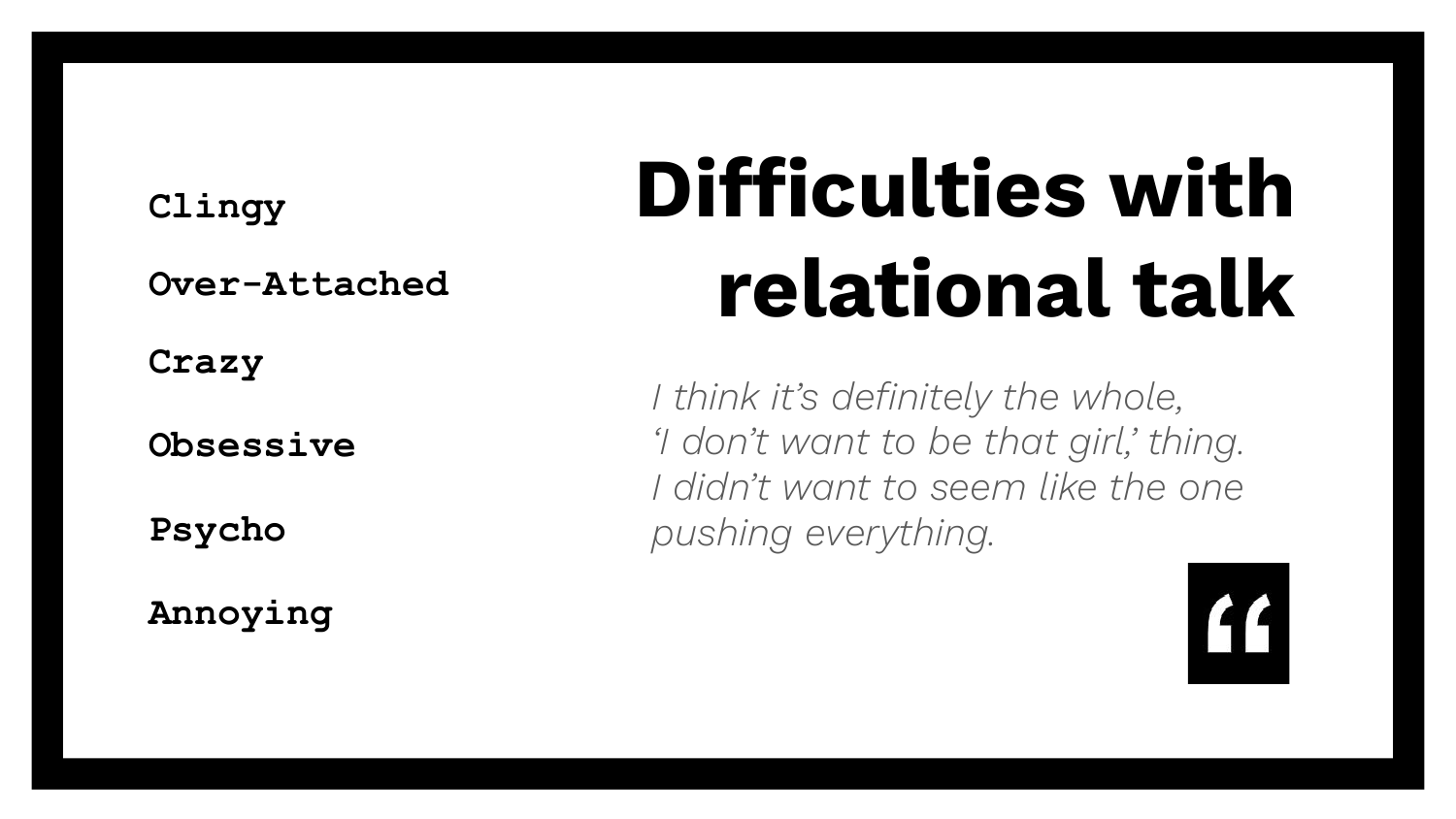# Difficulties with relational talk

- Clingy
- Over-Attached
- Crazy
- Obsessive
- Psycho
- Annoying

*I think it's definitely the whole, 'I don't want to be that girl,' thing. I didn't want to seem like the one pushing everything.*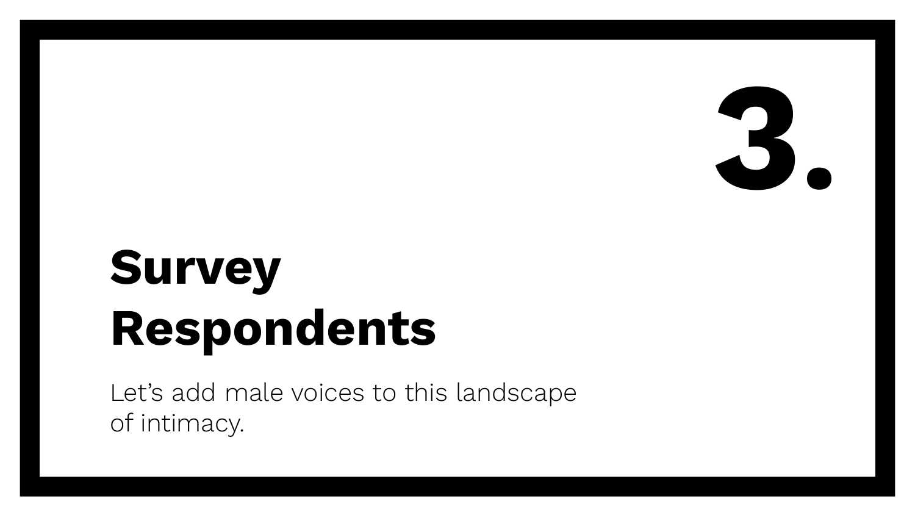3.

# Survey Respondents

Let’s add male voices to this landscape of intimacy.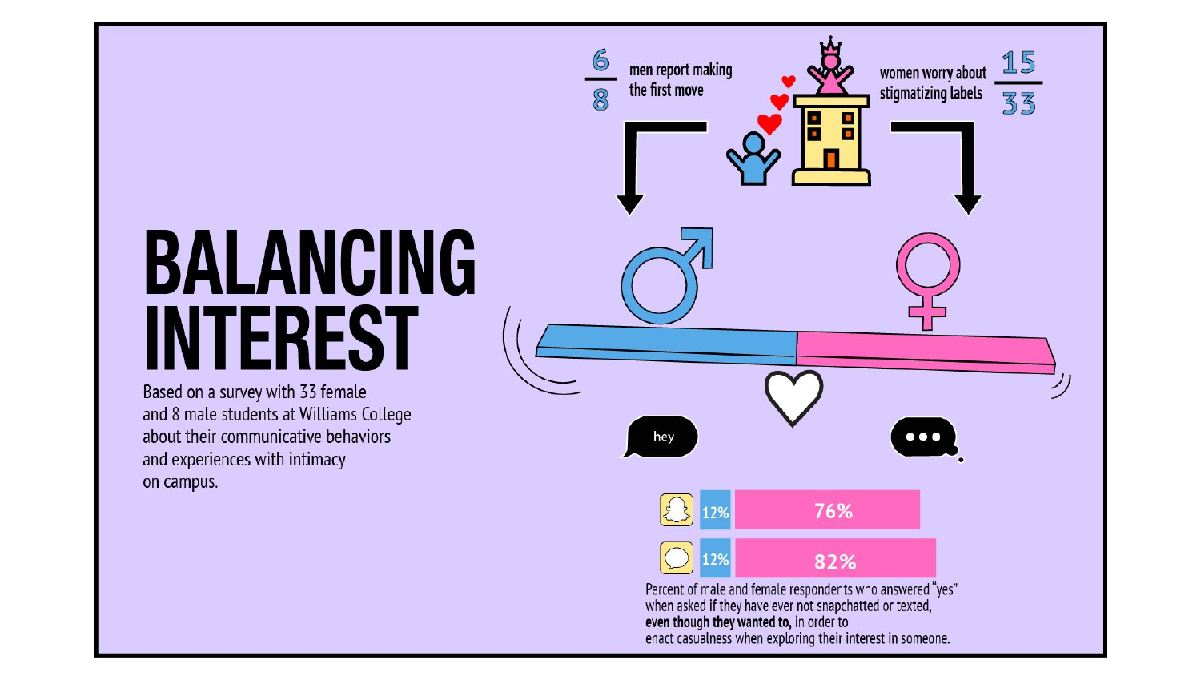# BALANCING INTEREST

Based on a survey with 33 female and 8 male students at Williams College about their communicative behaviors and experiences with intimacy on campus.

$\frac{6}{8}$ men report making the first move

women worry about stigmatizing labels $\frac{15}{33}$

hey

| | Male | Female |
|---|---|---|
| Snapchat | 12% | 76% |
| Text | 12% | 82% |

Percent of male and female respondents who answered "yes" when asked **if they have ever not snapchatted or texted, even though they wanted to,** in order to enact casualness when exploring their interest in someone.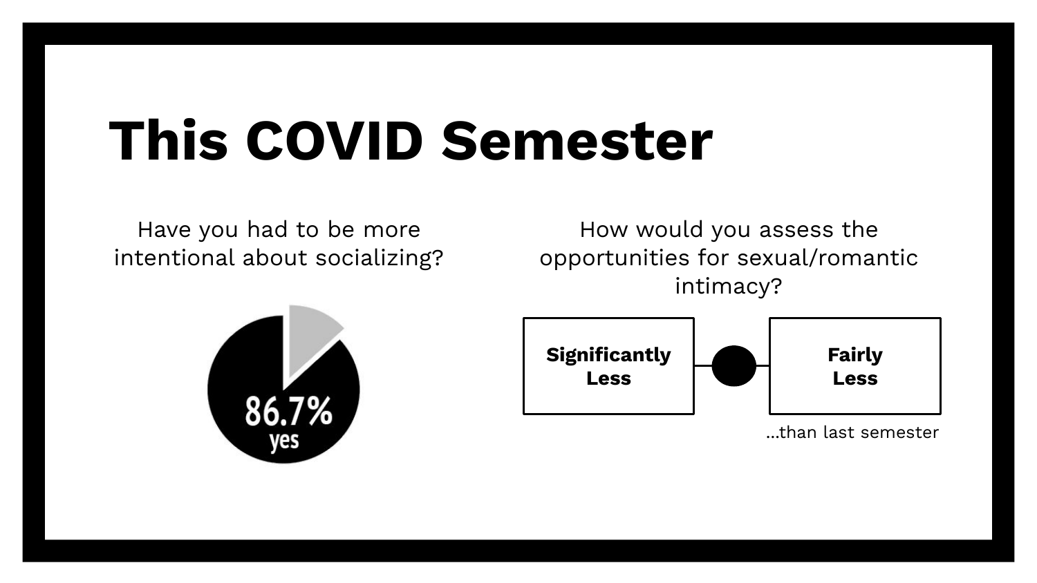# This COVID Semester

Have you had to be more intentional about socializing?

86.7%
yes

How would you assess the opportunities for sexual/romantic intimacy?

**Significantly Less** — **Fairly Less**

...than last semester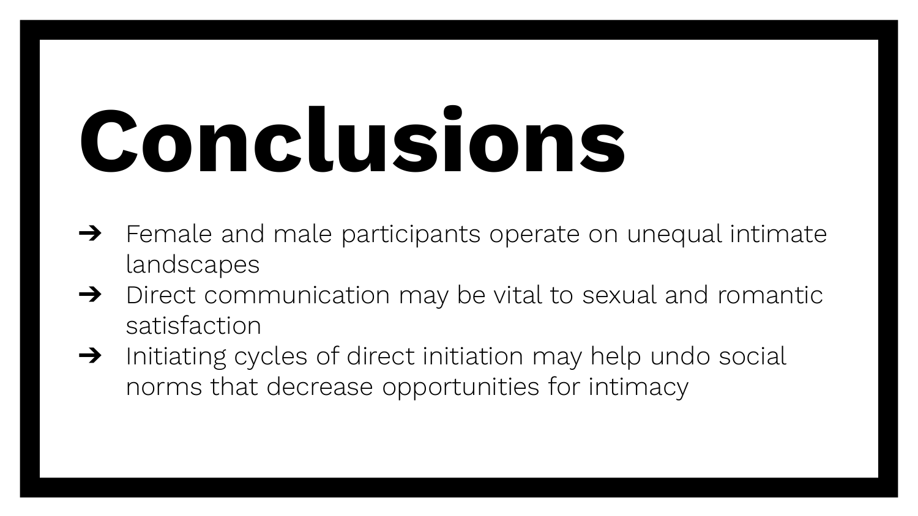# Conclusions

- ➔ Female and male participants operate on unequal intimate landscapes
- ➔ Direct communication may be vital to sexual and romantic satisfaction
- ➔ Initiating cycles of direct initiation may help undo social norms that decrease opportunities for intimacy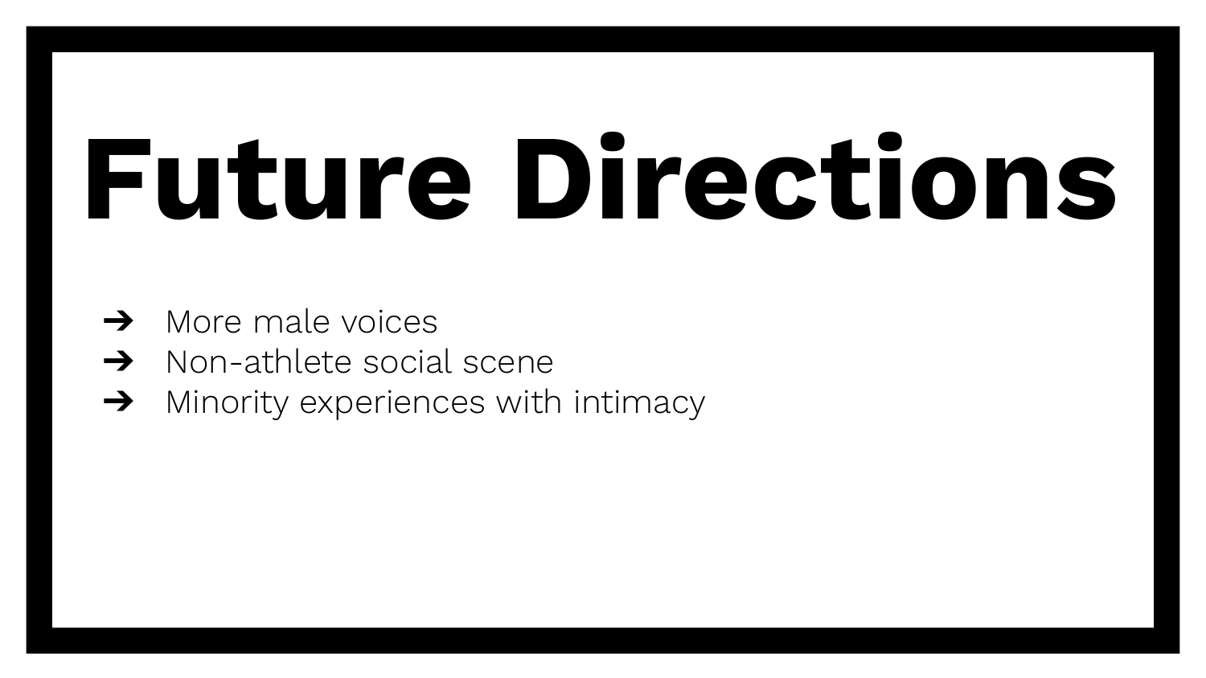# Future Directions

- More male voices
- Non-athlete social scene
- Minority experiences with intimacy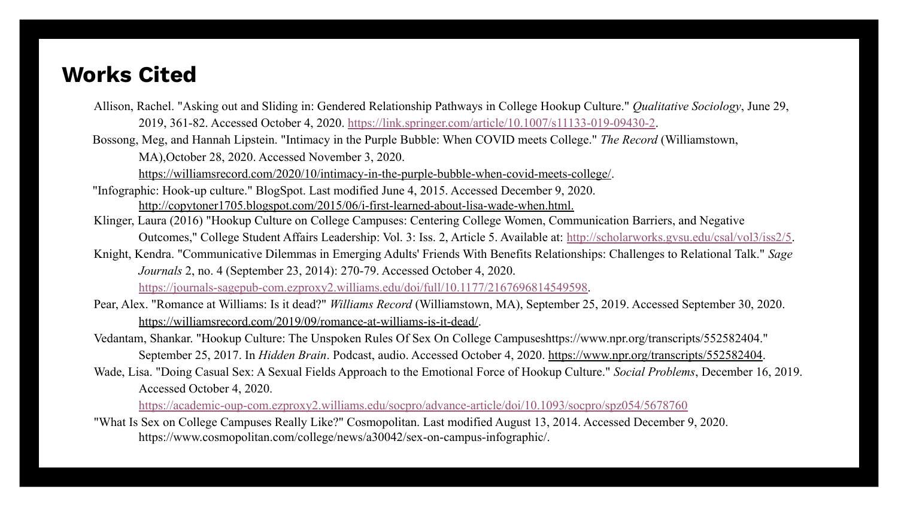# Works Cited

Allison, Rachel. "Asking out and Sliding in: Gendered Relationship Pathways in College Hookup Culture." *Qualitative Sociology*, June 29, 2019, 361-82. Accessed October 4, 2020. https://link.springer.com/article/10.1007/s11133-019-09430-2.

Bossong, Meg, and Hannah Lipstein. "Intimacy in the Purple Bubble: When COVID meets College." *The Record* (Williamstown, MA),October 28, 2020. Accessed November 3, 2020. https://williamsrecord.com/2020/10/intimacy-in-the-purple-bubble-when-covid-meets-college/.

"Infographic: Hook-up culture." BlogSpot. Last modified June 4, 2015. Accessed December 9, 2020. http://copytoner1705.blogspot.com/2015/06/i-first-learned-about-lisa-wade-when.html.

Klinger, Laura (2016) "Hookup Culture on College Campuses: Centering College Women, Communication Barriers, and Negative Outcomes," College Student Affairs Leadership: Vol. 3: Iss. 2, Article 5. Available at: http://scholarworks.gvsu.edu/csal/vol3/iss2/5.

Knight, Kendra. "Communicative Dilemmas in Emerging Adults' Friends With Benefits Relationships: Challenges to Relational Talk." *Sage Journals* 2, no. 4 (September 23, 2014): 270-79. Accessed October 4, 2020. https://journals-sagepub-com.ezproxy2.williams.edu/doi/full/10.1177/2167696814549598.

Pear, Alex. "Romance at Williams: Is it dead?" *Williams Record* (Williamstown, MA), September 25, 2019. Accessed September 30, 2020. https://williamsrecord.com/2019/09/romance-at-williams-is-it-dead/.

Vedantam, Shankar. "Hookup Culture: The Unspoken Rules Of Sex On College Campuseshttps://www.npr.org/transcripts/552582404." September 25, 2017. In *Hidden Brain*. Podcast, audio. Accessed October 4, 2020. https://www.npr.org/transcripts/552582404.

Wade, Lisa. "Doing Casual Sex: A Sexual Fields Approach to the Emotional Force of Hookup Culture." *Social Problems*, December 16, 2019. Accessed October 4, 2020. https://academic-oup-com.ezproxy2.williams.edu/socpro/advance-article/doi/10.1093/socpro/spz054/5678760

"What Is Sex on College Campuses Really Like?" Cosmopolitan. Last modified August 13, 2014. Accessed December 9, 2020. https://www.cosmopolitan.com/college/news/a30042/sex-on-campus-infographic/.